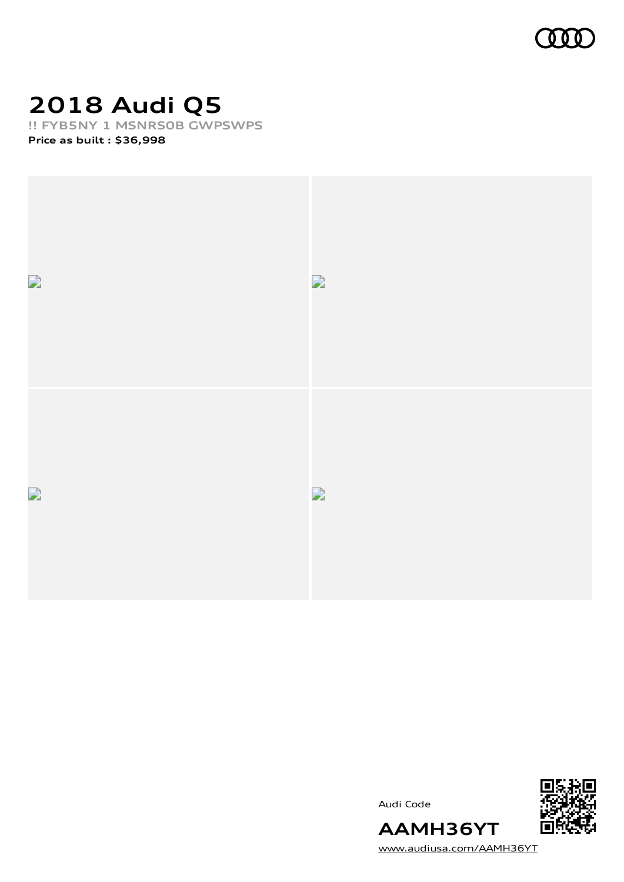# 2018 Audi Q5

!! FYB5NY 1 MSNRS0B GWPSWPS

**Price as built : $36,998**

Audi Code

**AAMH36YT**

www.audiusa.com/AAMH36YT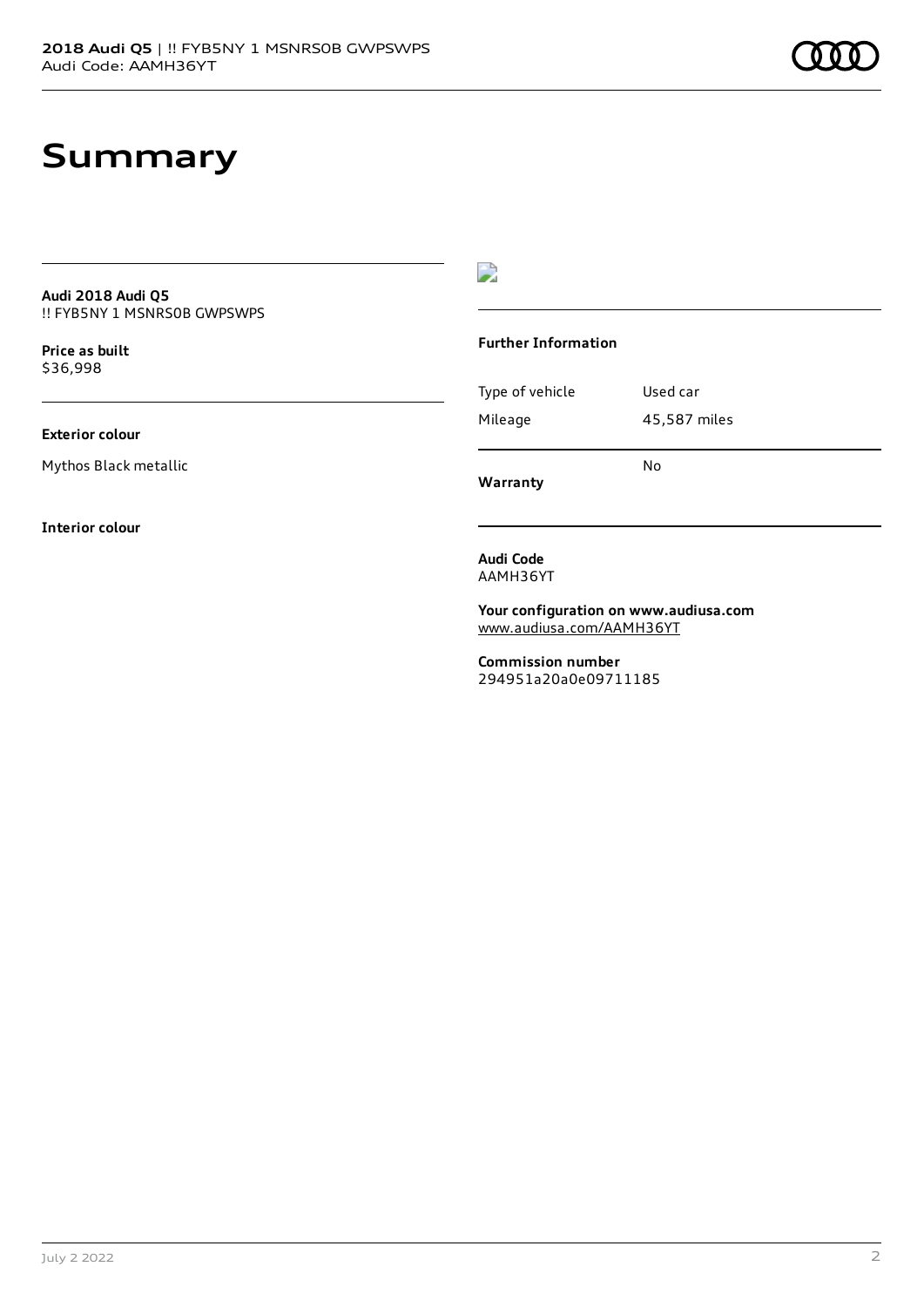# Summary

**Audi 2018 Audi Q5**
!! FYB5NY 1 MSNRS0B GWPSWPS

**Price as built**
$36,998

**Exterior colour**

Mythos Black metallic

**Interior colour**

**Further Information**

| Type of vehicle | Used car |
| --- | --- |
| Mileage | 45,587 miles |
| **Warranty** | No |

**Audi Code**
AAMH36YT

**Your configuration on www.audiusa.com**
www.audiusa.com/AAMH36YT

**Commission number**
294951a20a0e09711185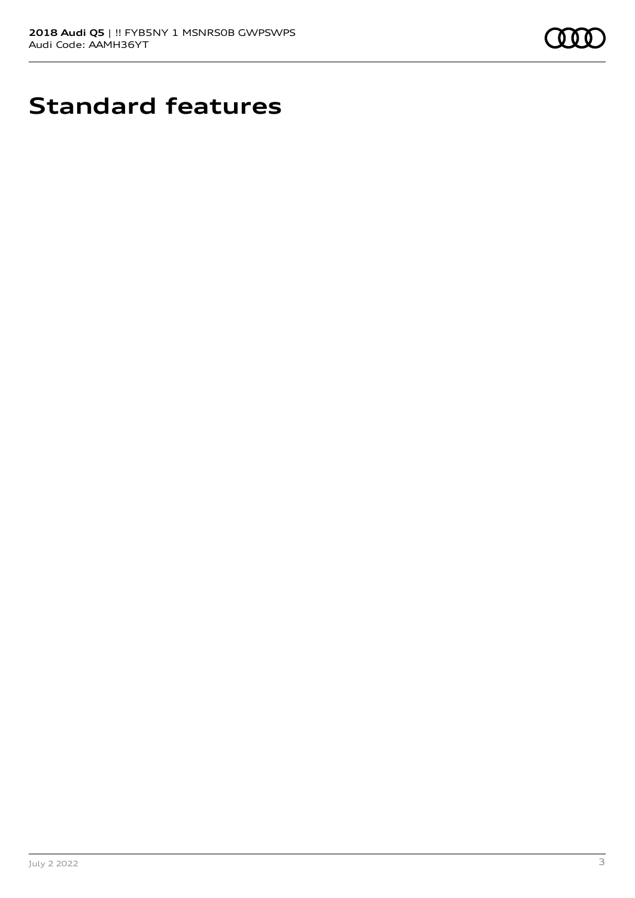# Standard features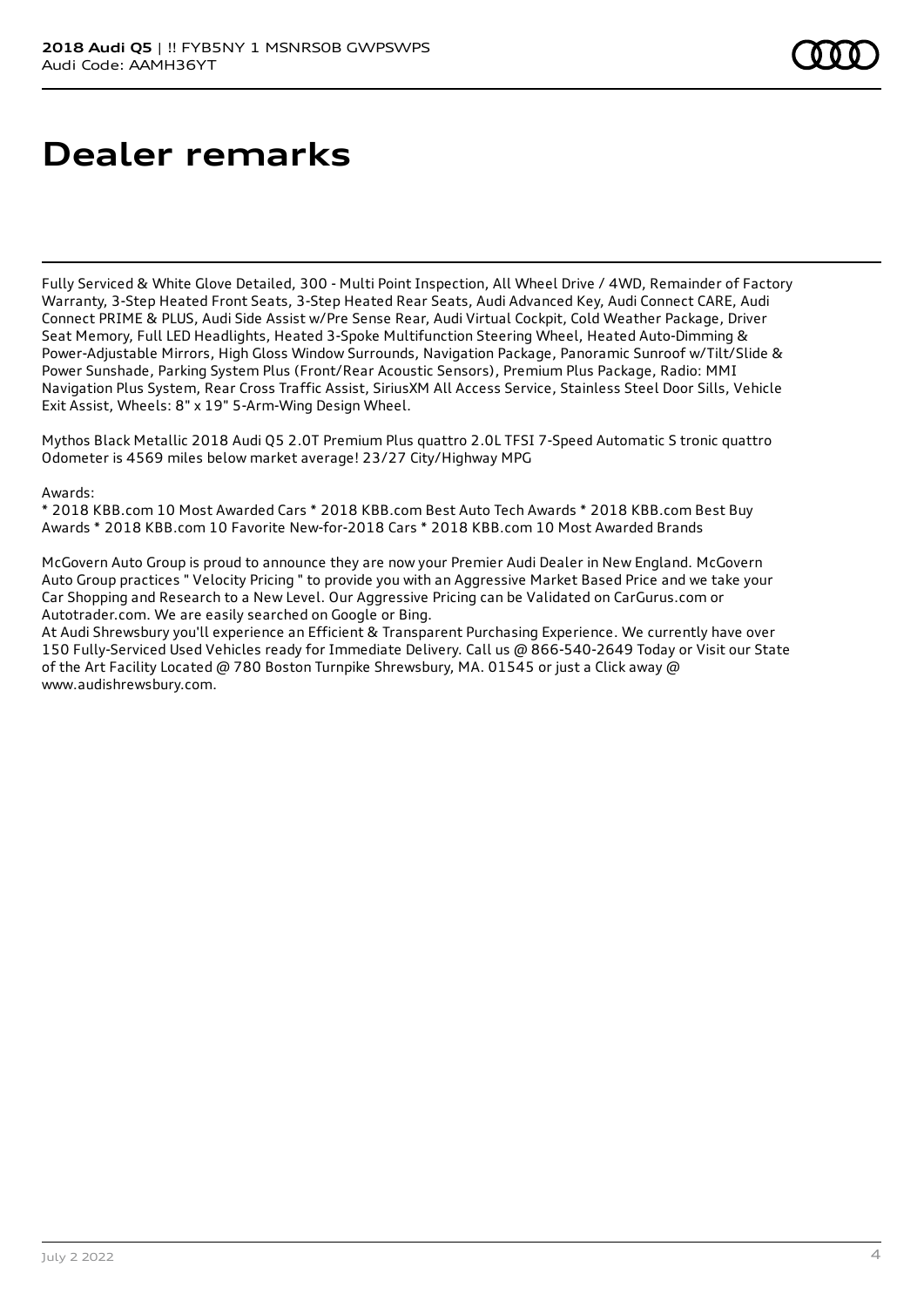# Dealer remarks

Fully Serviced & White Glove Detailed, 300 - Multi Point Inspection, All Wheel Drive / 4WD, Remainder of Factory Warranty, 3-Step Heated Front Seats, 3-Step Heated Rear Seats, Audi Advanced Key, Audi Connect CARE, Audi Connect PRIME & PLUS, Audi Side Assist w/Pre Sense Rear, Audi Virtual Cockpit, Cold Weather Package, Driver Seat Memory, Full LED Headlights, Heated 3-Spoke Multifunction Steering Wheel, Heated Auto-Dimming & Power-Adjustable Mirrors, High Gloss Window Surrounds, Navigation Package, Panoramic Sunroof w/Tilt/Slide & Power Sunshade, Parking System Plus (Front/Rear Acoustic Sensors), Premium Plus Package, Radio: MMI Navigation Plus System, Rear Cross Traffic Assist, SiriusXM All Access Service, Stainless Steel Door Sills, Vehicle Exit Assist, Wheels: 8" x 19" 5-Arm-Wing Design Wheel.

Mythos Black Metallic 2018 Audi Q5 2.0T Premium Plus quattro 2.0L TFSI 7-Speed Automatic S tronic quattro Odometer is 4569 miles below market average! 23/27 City/Highway MPG

Awards:
* 2018 KBB.com 10 Most Awarded Cars * 2018 KBB.com Best Auto Tech Awards * 2018 KBB.com Best Buy Awards * 2018 KBB.com 10 Favorite New-for-2018 Cars * 2018 KBB.com 10 Most Awarded Brands

McGovern Auto Group is proud to announce they are now your Premier Audi Dealer in New England. McGovern Auto Group practices " Velocity Pricing " to provide you with an Aggressive Market Based Price and we take your Car Shopping and Research to a New Level. Our Aggressive Pricing can be Validated on CarGurus.com or Autotrader.com. We are easily searched on Google or Bing.
At Audi Shrewsbury you'll experience an Efficient & Transparent Purchasing Experience. We currently have over 150 Fully-Serviced Used Vehicles ready for Immediate Delivery. Call us @ 866-540-2649 Today or Visit our State of the Art Facility Located @ 780 Boston Turnpike Shrewsbury, MA. 01545 or just a Click away @ www.audishrewsbury.com.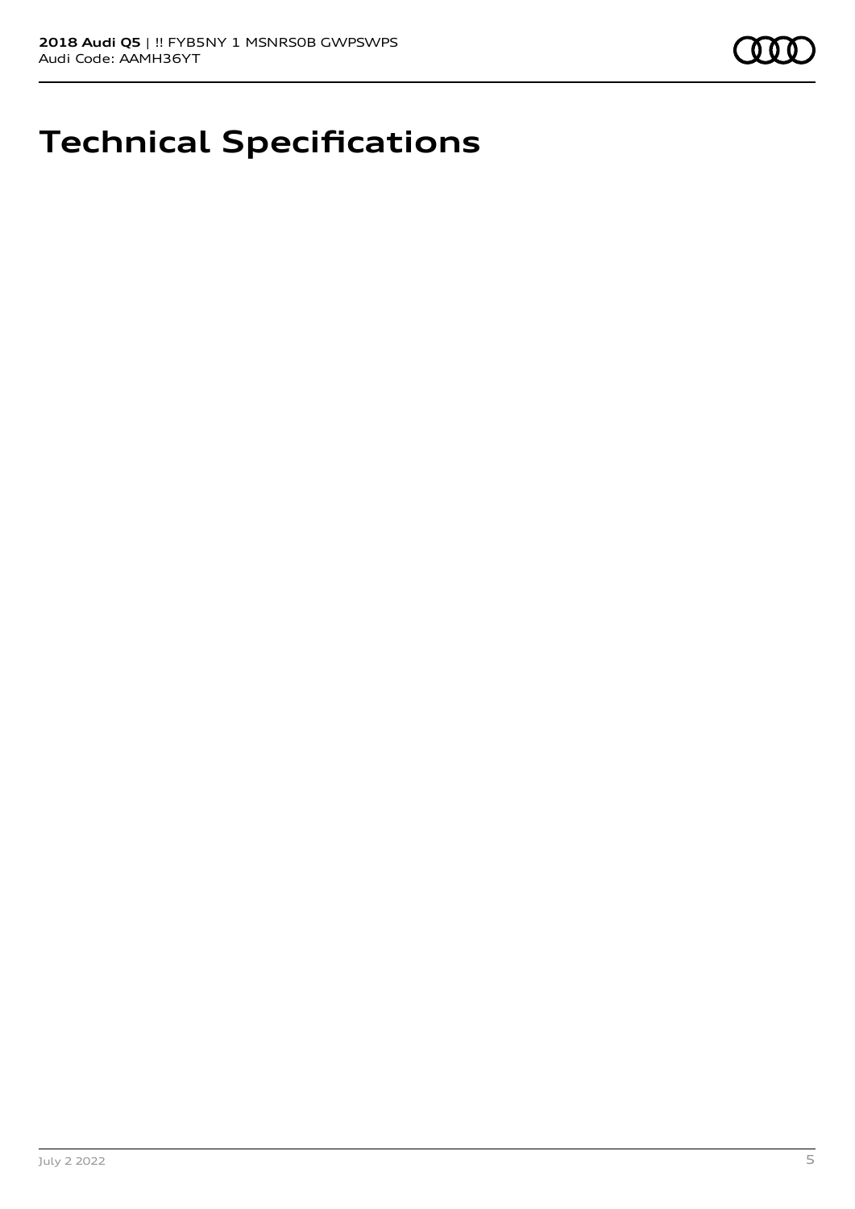# Technical Specifications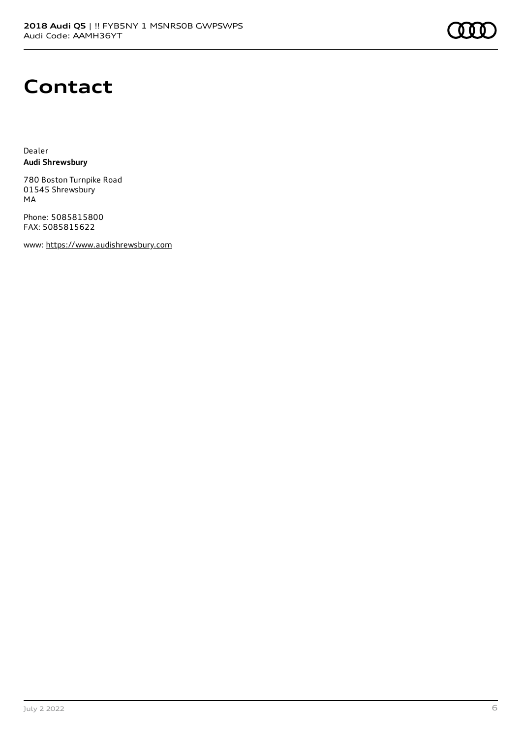# Contact

Dealer
**Audi Shrewsbury**

780 Boston Turnpike Road
01545 Shrewsbury
MA

Phone: 5085815800
FAX: 5085815622

www: https://www.audishrewsbury.com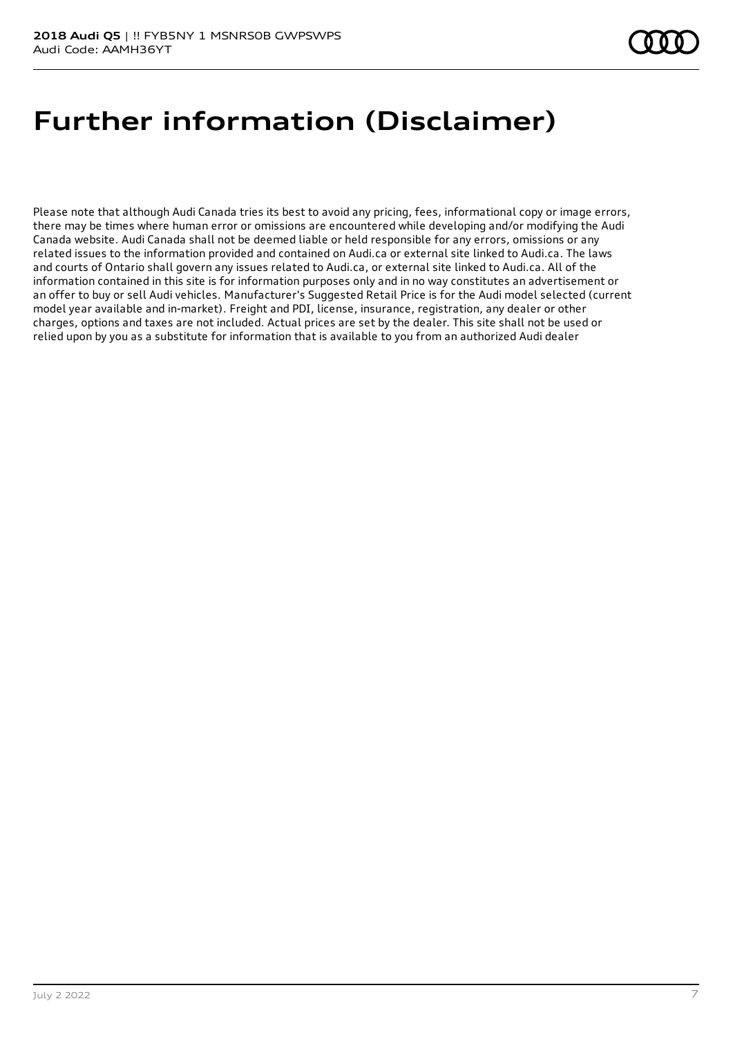# Further information (Disclaimer)

Please note that although Audi Canada tries its best to avoid any pricing, fees, informational copy or image errors, there may be times where human error or omissions are encountered while developing and/or modifying the Audi Canada website. Audi Canada shall not be deemed liable or held responsible for any errors, omissions or any related issues to the information provided and contained on Audi.ca or external site linked to Audi.ca. The laws and courts of Ontario shall govern any issues related to Audi.ca, or external site linked to Audi.ca. All of the information contained in this site is for information purposes only and in no way constitutes an advertisement or an offer to buy or sell Audi vehicles. Manufacturer's Suggested Retail Price is for the Audi model selected (current model year available and in-market). Freight and PDI, license, insurance, registration, any dealer or other charges, options and taxes are not included. Actual prices are set by the dealer. This site shall not be used or relied upon by you as a substitute for information that is available to you from an authorized Audi dealer